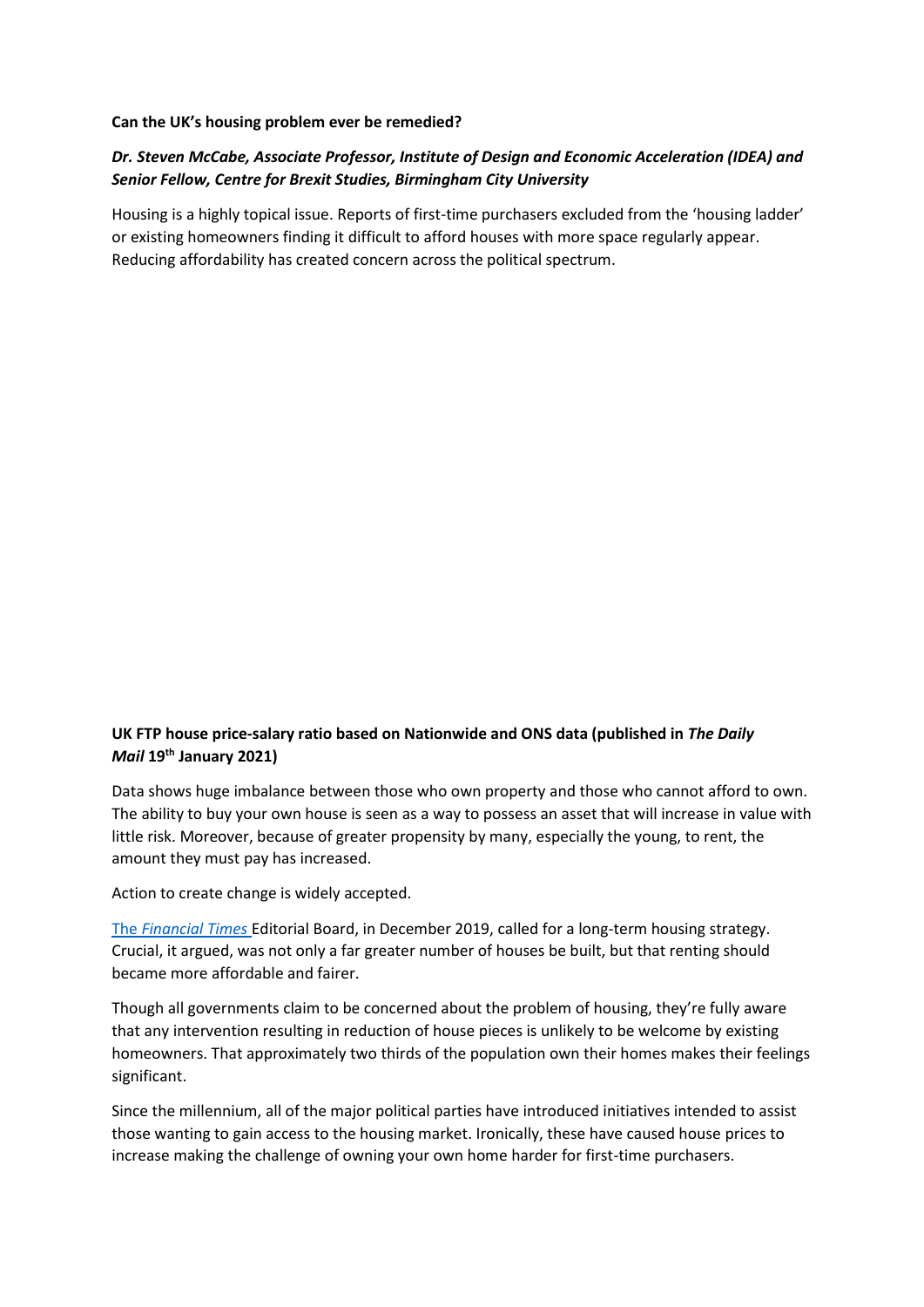**Can the UK's housing problem ever be remedied?**

***Dr. Steven McCabe, Associate Professor, Institute of Design and Economic Acceleration (IDEA) and Senior Fellow, Centre for Brexit Studies, Birmingham City University***

Housing is a highly topical issue. Reports of first-time purchasers excluded from the 'housing ladder' or existing homeowners finding it difficult to afford houses with more space regularly appear. Reducing affordability has created concern across the political spectrum.

**UK FTP house price-salary ratio based on Nationwide and ONS data (published in *The Daily Mail* 19th January 2021)**

Data shows huge imbalance between those who own property and those who cannot afford to own. The ability to buy your own house is seen as a way to possess an asset that will increase in value with little risk. Moreover, because of greater propensity by many, especially the young, to rent, the amount they must pay has increased.

Action to create change is widely accepted.

The *Financial Times* Editorial Board, in December 2019, called for a long-term housing strategy. Crucial, it argued, was not only a far greater number of houses be built, but that renting should became more affordable and fairer.

Though all governments claim to be concerned about the problem of housing, they're fully aware that any intervention resulting in reduction of house pieces is unlikely to be welcome by existing homeowners. That approximately two thirds of the population own their homes makes their feelings significant.

Since the millennium, all of the major political parties have introduced initiatives intended to assist those wanting to gain access to the housing market. Ironically, these have caused house prices to increase making the challenge of owning your own home harder for first-time purchasers.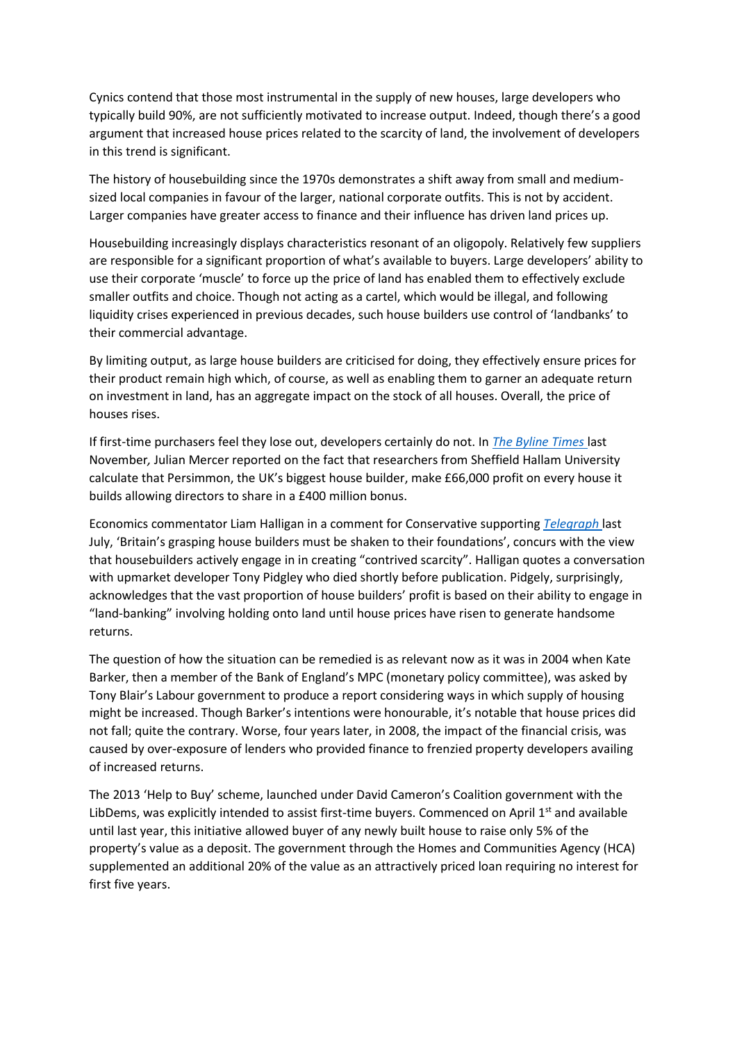Cynics contend that those most instrumental in the supply of new houses, large developers who typically build 90%, are not sufficiently motivated to increase output. Indeed, though there's a good argument that increased house prices related to the scarcity of land, the involvement of developers in this trend is significant.

The history of housebuilding since the 1970s demonstrates a shift away from small and medium-sized local companies in favour of the larger, national corporate outfits. This is not by accident. Larger companies have greater access to finance and their influence has driven land prices up.

Housebuilding increasingly displays characteristics resonant of an oligopoly. Relatively few suppliers are responsible for a significant proportion of what's available to buyers. Large developers' ability to use their corporate 'muscle' to force up the price of land has enabled them to effectively exclude smaller outfits and choice. Though not acting as a cartel, which would be illegal, and following liquidity crises experienced in previous decades, such house builders use control of 'landbanks' to their commercial advantage.

By limiting output, as large house builders are criticised for doing, they effectively ensure prices for their product remain high which, of course, as well as enabling them to garner an adequate return on investment in land, has an aggregate impact on the stock of all houses. Overall, the price of houses rises.

If first-time purchasers feel they lose out, developers certainly do not. In *[The Byline Times](#)* last November*,* Julian Mercer reported on the fact that researchers from Sheffield Hallam University calculate that Persimmon, the UK's biggest house builder, make £66,000 profit on every house it builds allowing directors to share in a £400 million bonus.

Economics commentator Liam Halligan in a comment for Conservative supporting *[Telegraph](#)* last July, 'Britain's grasping house builders must be shaken to their foundations', concurs with the view that housebuilders actively engage in in creating "contrived scarcity". Halligan quotes a conversation with upmarket developer Tony Pidgley who died shortly before publication. Pidgely, surprisingly, acknowledges that the vast proportion of house builders' profit is based on their ability to engage in "land-banking" involving holding onto land until house prices have risen to generate handsome returns.

The question of how the situation can be remedied is as relevant now as it was in 2004 when Kate Barker, then a member of the Bank of England's MPC (monetary policy committee), was asked by Tony Blair's Labour government to produce a report considering ways in which supply of housing might be increased. Though Barker's intentions were honourable, it's notable that house prices did not fall; quite the contrary. Worse, four years later, in 2008, the impact of the financial crisis, was caused by over-exposure of lenders who provided finance to frenzied property developers availing of increased returns.

The 2013 'Help to Buy' scheme, launched under David Cameron's Coalition government with the LibDems, was explicitly intended to assist first-time buyers. Commenced on April 1st and available until last year, this initiative allowed buyer of any newly built house to raise only 5% of the property's value as a deposit. The government through the Homes and Communities Agency (HCA) supplemented an additional 20% of the value as an attractively priced loan requiring no interest for first five years.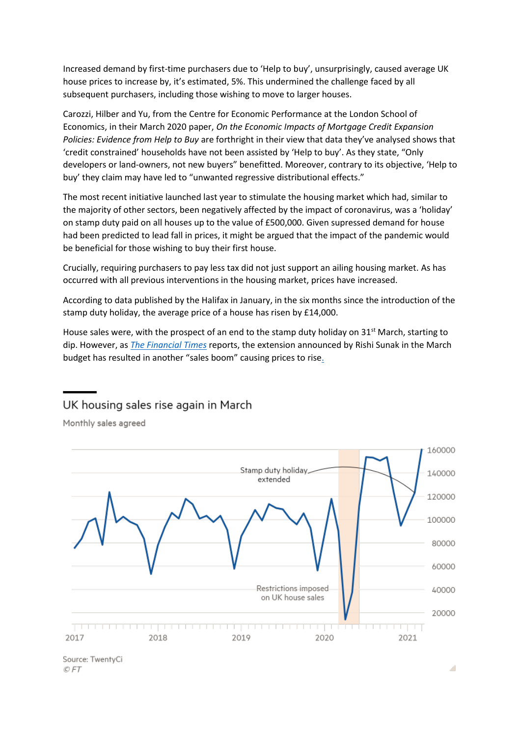Increased demand by first-time purchasers due to 'Help to buy', unsurprisingly, caused average UK house prices to increase by, it's estimated, 5%. This undermined the challenge faced by all subsequent purchasers, including those wishing to move to larger houses.

Carozzi, Hilber and Yu, from the Centre for Economic Performance at the London School of Economics, in their March 2020 paper, *On the Economic Impacts of Mortgage Credit Expansion Policies: Evidence from Help to Buy* are forthright in their view that data they've analysed shows that 'credit constrained' households have not been assisted by 'Help to buy'. As they state, "Only developers or land-owners, not new buyers" benefitted. Moreover, contrary to its objective, 'Help to buy' they claim may have led to "unwanted regressive distributional effects."

The most recent initiative launched last year to stimulate the housing market which had, similar to the majority of other sectors, been negatively affected by the impact of coronavirus, was a 'holiday' on stamp duty paid on all houses up to the value of £500,000. Given supressed demand for house had been predicted to lead fall in prices, it might be argued that the impact of the pandemic would be beneficial for those wishing to buy their first house.

Crucially, requiring purchasers to pay less tax did not just support an ailing housing market. As has occurred with all previous interventions in the housing market, prices have increased.

According to data published by the Halifax in January, in the six months since the introduction of the stamp duty holiday, the average price of a house has risen by £14,000.

House sales were, with the prospect of an end to the stamp duty holiday on 31st March, starting to dip. However, as [The Financial Times]() reports, the extension announced by Rishi Sunak in the March budget has resulted in another "sales boom" causing prices to rise.

## UK housing sales rise again in March

Monthly sales agreed

Stamp duty holiday extended

Restrictions imposed on UK house sales

160000, 140000, 120000, 100000, 80000, 60000, 40000, 20000

2017, 2018, 2019, 2020, 2021

Source: TwentyCi
© FT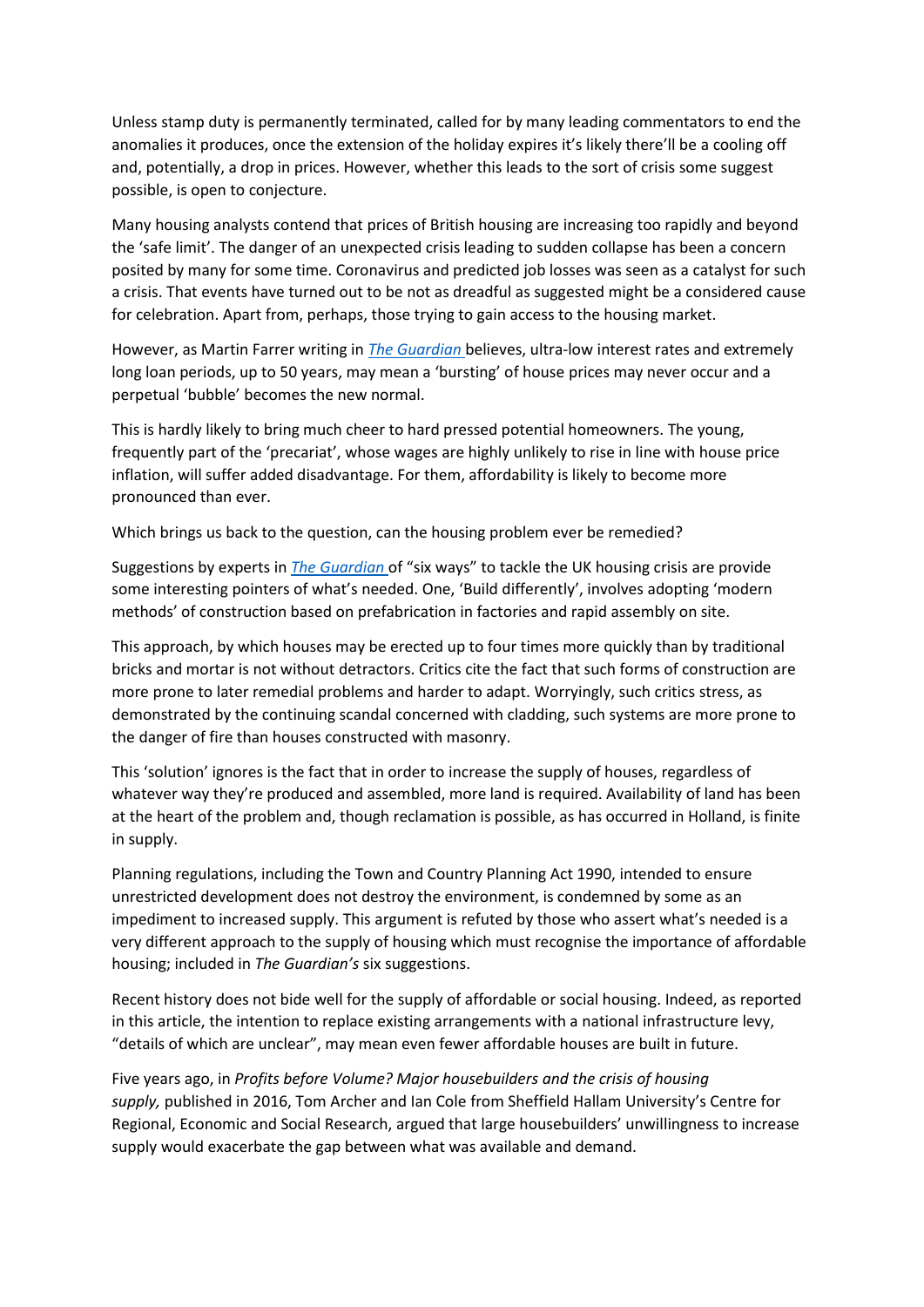Unless stamp duty is permanently terminated, called for by many leading commentators to end the anomalies it produces, once the extension of the holiday expires it's likely there'll be a cooling off and, potentially, a drop in prices. However, whether this leads to the sort of crisis some suggest possible, is open to conjecture.

Many housing analysts contend that prices of British housing are increasing too rapidly and beyond the 'safe limit'. The danger of an unexpected crisis leading to sudden collapse has been a concern posited by many for some time. Coronavirus and predicted job losses was seen as a catalyst for such a crisis. That events have turned out to be not as dreadful as suggested might be a considered cause for celebration. Apart from, perhaps, those trying to gain access to the housing market.

However, as Martin Farrer writing in *The Guardian* believes, ultra-low interest rates and extremely long loan periods, up to 50 years, may mean a 'bursting' of house prices may never occur and a perpetual 'bubble' becomes the new normal.

This is hardly likely to bring much cheer to hard pressed potential homeowners. The young, frequently part of the 'precariat', whose wages are highly unlikely to rise in line with house price inflation, will suffer added disadvantage. For them, affordability is likely to become more pronounced than ever.

Which brings us back to the question, can the housing problem ever be remedied?

Suggestions by experts in *The Guardian* of "six ways" to tackle the UK housing crisis are provide some interesting pointers of what's needed. One, 'Build differently', involves adopting 'modern methods' of construction based on prefabrication in factories and rapid assembly on site.

This approach, by which houses may be erected up to four times more quickly than by traditional bricks and mortar is not without detractors. Critics cite the fact that such forms of construction are more prone to later remedial problems and harder to adapt. Worryingly, such critics stress, as demonstrated by the continuing scandal concerned with cladding, such systems are more prone to the danger of fire than houses constructed with masonry.

This 'solution' ignores is the fact that in order to increase the supply of houses, regardless of whatever way they're produced and assembled, more land is required. Availability of land has been at the heart of the problem and, though reclamation is possible, as has occurred in Holland, is finite in supply.

Planning regulations, including the Town and Country Planning Act 1990, intended to ensure unrestricted development does not destroy the environment, is condemned by some as an impediment to increased supply. This argument is refuted by those who assert what's needed is a very different approach to the supply of housing which must recognise the importance of affordable housing; included in *The Guardian's* six suggestions.

Recent history does not bide well for the supply of affordable or social housing. Indeed, as reported in this article, the intention to replace existing arrangements with a national infrastructure levy, "details of which are unclear", may mean even fewer affordable houses are built in future.

Five years ago, in *Profits before Volume? Major housebuilders and the crisis of housing supply,* published in 2016, Tom Archer and Ian Cole from Sheffield Hallam University's Centre for Regional, Economic and Social Research, argued that large housebuilders' unwillingness to increase supply would exacerbate the gap between what was available and demand.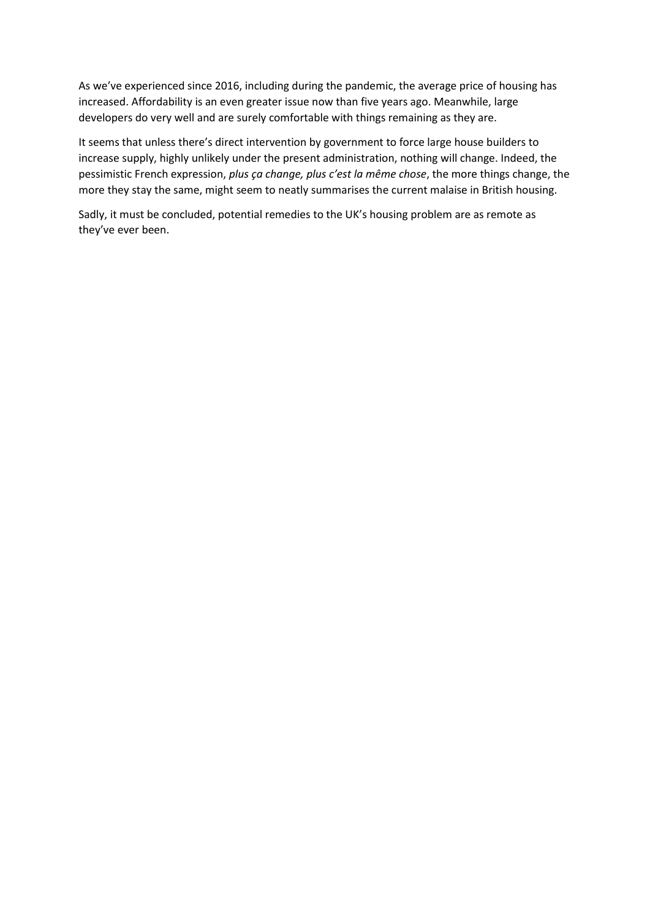As we've experienced since 2016, including during the pandemic, the average price of housing has increased. Affordability is an even greater issue now than five years ago. Meanwhile, large developers do very well and are surely comfortable with things remaining as they are.

It seems that unless there's direct intervention by government to force large house builders to increase supply, highly unlikely under the present administration, nothing will change. Indeed, the pessimistic French expression, *plus ça change, plus c'est la même chose*, the more things change, the more they stay the same, might seem to neatly summarises the current malaise in British housing.

Sadly, it must be concluded, potential remedies to the UK's housing problem are as remote as they've ever been.